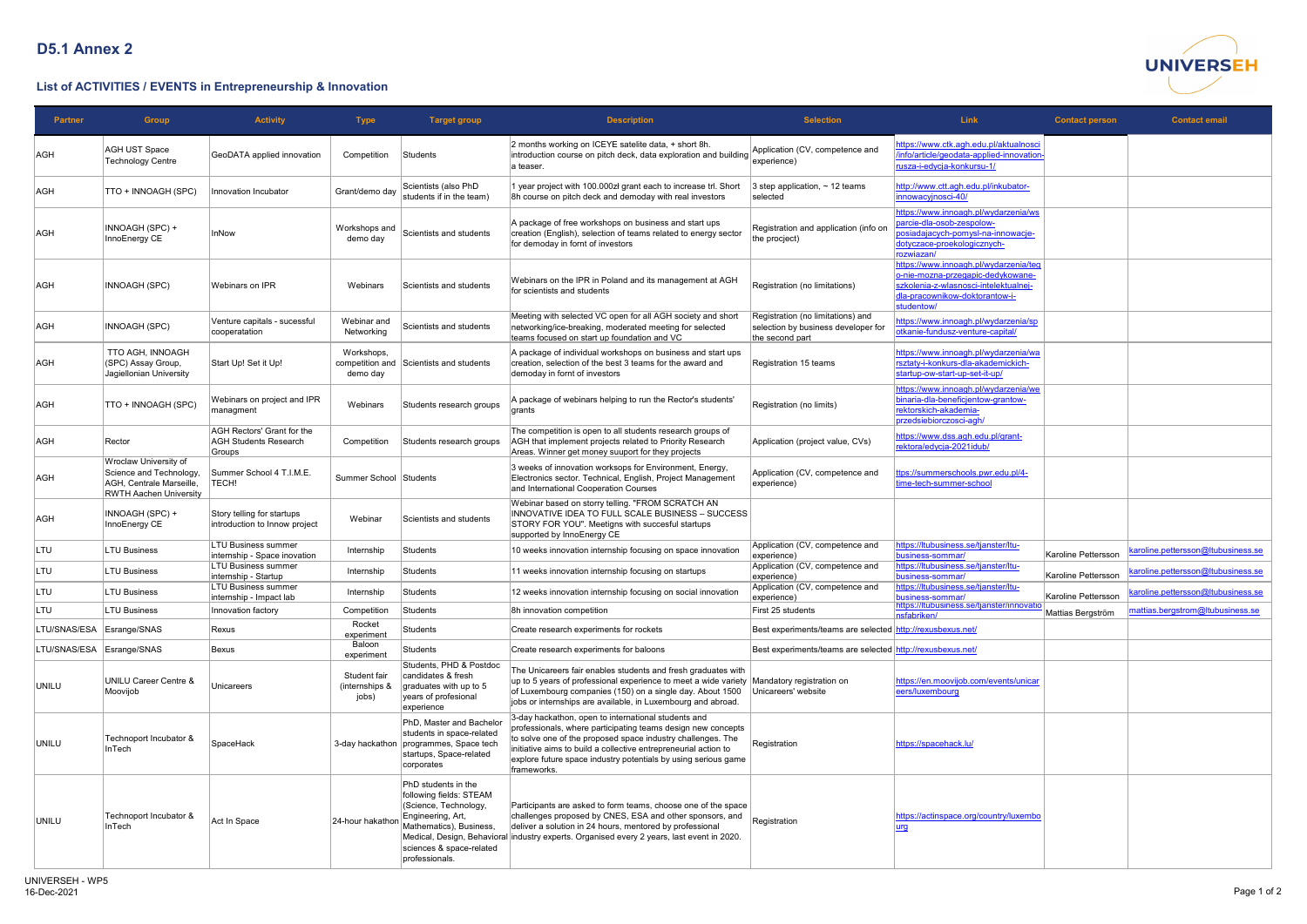# D5.1 Annex 2

## List of ACTIVITIES / EVENTS in Entrepreneurship & Innovation

| Partner | Group | Activity | Type | Target group | Description | Selection | Link | Contact person | Contact email |
|---|---|---|---|---|---|---|---|---|---|
| AGH | AGH UST Space Technology Centre | GeoDATA applied innovation | Competition | Students | 2 months working on ICEYE satelite data, + short 8h. introduction course on pitch deck, data exploration and building a teaser. | Application (CV, competence and experience) | https://www.ctk.agh.edu.pl/aktualnosci/info/article/geodata-applied-innovation-rusza-i-edycja-konkursu-1/ | | |
| AGH | TTO + INNOAGH (SPC) | Innovation Incubator | Grant/demo day | Scientists (also PhD students if in the team) | 1 year project with 100.000zł grant each to increase trl. Short 8h course on pitch deck and demoday with real investors | 3 step application, ~ 12 teams selected | http://www.ctt.agh.edu.pl/inkubator-innowacyjnosci-40/ | | |
| AGH | INNOAGH (SPC) + InnoEnergy CE | InNow | Workshops and demo day | Scientists and students | A package of free workshops on business and start ups creation (English), selection of teams related to energy sector for demoday in fornt of investors | Registration and application (info on the procject) | https://www.innoagh.pl/wydarzenia/wsparcie-dla-osob-zespolow-posiadajacych-pomysl-na-innowacje-dotyczace-proekologicznych-rozwiazan/ | | |
| AGH | INNOAGH (SPC) | Webinars on IPR | Webinars | Scientists and students | Webinars on the IPR in Poland and its management at AGH for scientists and students | Registration (no limitations) | https://www.innoagh.pl/wydarzenia/tego-nie-mozna-przegapic-dedykowane-szkolenia-z-wlasnosci-intelektualnej-dla-pracownikow-doktorantow-i-studentow/ | | |
| AGH | INNOAGH (SPC) | Venture capitals - sucessful cooperatation | Webinar and Networking | Scientists and students | Meeting with selected VC open for all AGH society and short networking/ice-breaking, moderated meeting for selected teams focused on start up foundation and VC | Registration (no limitations) and selection by business developer for the second part | https://www.innoagh.pl/wydarzenia/spotkanie-fundusz-venture-capital/ | | |
| AGH | TTO AGH, INNOAGH (SPC) Assay Group, Jagiellonian University | Start Up! Set it Up! | Workshops, competition and demo day | Scientists and students | A package of individual workshops on business and start ups creation, selection of the best 3 teams for the award and demoday in fornt of investors | Registration 15 teams | https://www.innoagh.pl/wydarzenia/warsztaty-i-konkurs-dla-akademickich-startup-ow-start-up-set-it-up/ | | |
| AGH | TTO + INNOAGH (SPC) | Webinars on project and IPR managment | Webinars | Students research groups | A package of webinars helping to run the Rector's students' grants | Registration (no limits) | https://www.innoagh.pl/wydarzenia/webinaria-dla-beneficjentow-grantow-rektorskich-akademia-przedsiebiorczosci-agh/ | | |
| AGH | Rector | AGH Rectors' Grant for the AGH Students Research Groups | Competition | Students research groups | The competition is open to all students research groups of AGH that implement projects related to Priority Research Areas. Winner get money suuport for their projects | Application (project value, CVs) | https://www.dss.agh.edu.pl/grant-rektora/edycja-2021idub/ | | |
| AGH | Wroclaw University of Science and Technology, AGH, Centrale Marseille, RWTH Aachen University | Summer School 4 T.I.M.E. TECH! | Summer School | Students | 3 weeks of innovation worksops for Environment, Energy, Electronics sector. Technical, English, Project Management and International Cooperation Courses | Application (CV, competence and experience) | ttps://summerschools.pwr.edu.pl/4-time-tech-summer-school | | |
| AGH | INNOAGH (SPC) + InnoEnergy CE | Story telling for startups introduction to Innow project | Webinar | Scientists and students | Webinar based on storry telling. "FROM SCRATCH AN INNOVATIVE IDEA TO FULL SCALE BUSINESS – SUCCESS STORY FOR YOU". Meetigns with succesful startups supported by InnoEnergy CE | | | | |
| LTU | LTU Business | LTU Business summer internship - Space inovation | Internship | Students | 10 weeks innovation internship focusing on space innovation | Application (CV, competence and experience) | https://ltubusiness.se/tjanster/ltu-business-sommar/ | Karoline Pettersson | karoline.pettersson@ltubusiness.se |
| LTU | LTU Business | LTU Business summer internship - Startup | Internship | Students | 11 weeks innovation internship focusing on startups | Application (CV, competence and experience) | https://ltubusiness.se/tjanster/ltu-business-sommar/ | Karoline Pettersson | karoline.pettersson@ltubusiness.se |
| LTU | LTU Business | LTU Business summer internship - Impact lab | Internship | Students | 12 weeks innovation internship focusing on social innovation | Application (CV, competence and experience) | https://ltubusiness.se/tjanster/ltu-business-sommar/ | Karoline Pettersson | karoline.pettersson@ltubusiness.se |
| LTU | LTU Business | Innovation factory | Competition | Students | 8h innovation competition | First 25 students | https://ltubusiness.se/tjanster/innovationsfabriken/ | Mattias Bergström | mattias.bergstrom@ltubusiness.se |
| LTU/SNAS/ESA | Esrange/SNAS | Rexus | Rocket experiment | Students | Create research experiments for rockets | Best experiments/teams are selected | http://rexusbexus.net/ | | |
| LTU/SNAS/ESA | Esrange/SNAS | Bexus | Baloon experiment | Students | Create research experiments for baloons | Best experiments/teams are selected | http://rexusbexus.net/ | | |
| UNILU | UNILU Career Centre & Moovijob | Unicareers | Student fair (internships & jobs) | Students, PHD & Postdoc candidates & fresh graduates with up to 5 years of profesional experience | The Unicareers fair enables students and fresh graduates with up to 5 years of professional experience to meet a wide variety of Luxembourg companies (150) on a single day. About 1500 jobs or internships are available, in Luxembourg and abroad. | Mandatory registration on Unicareers' website | https://en.moovijob.com/events/unicareers/luxembourg | | |
| UNILU | Technoport Incubator & InTech | SpaceHack | 3-day hackathon | PhD, Master and Bachelor students in space-related programmes, Space tech startups, Space-related corporates | 3-day hackathon, open to international students and professionals, where participating teams design new concepts to solve one of the proposed space industry challenges. The initiative aims to build a collective entrepreneurial action to explore future space industry potentials by using serious game frameworks. | Registration | https://spacehack.lu/ | | |
| UNILU | Technoport Incubator & InTech | Act In Space | 24-hour hakathon | PhD students in the following fields: STEAM (Science, Technology, Engineering, Art, Mathematics), Business, Medical, Design, Behavioral sciences & space-related professionals. | Participants are asked to form teams, choose one of the space challenges proposed by CNES, ESA and other sponsors, and deliver a solution in 24 hours, mentored by professional industry experts. Organised every 2 years, last event in 2020. | Registration | https://actinspace.org/country/luxembourg | | |

UNIVERSEH - WP5
16-Dec-2021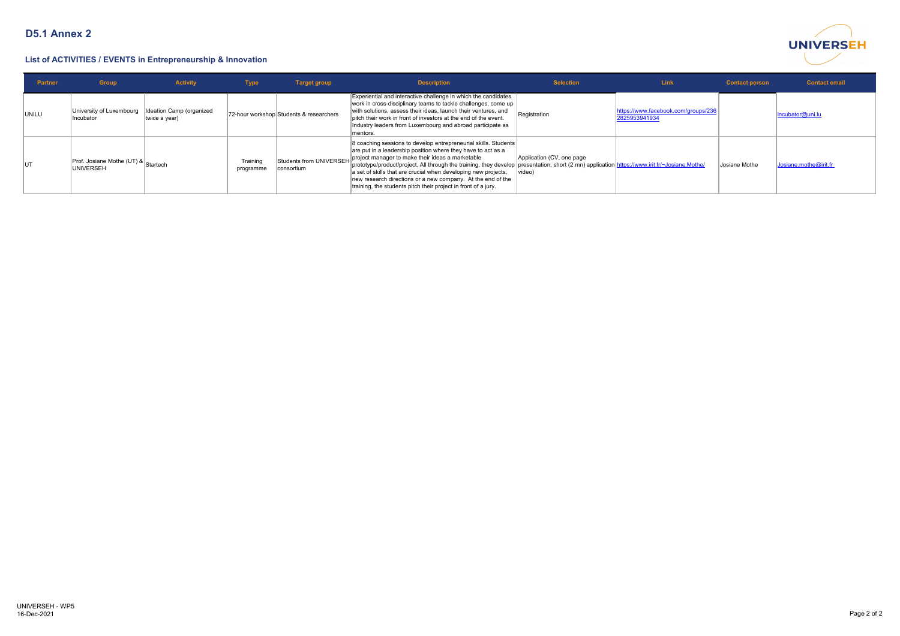# D5.1 Annex 2

### List of ACTIVITIES / EVENTS in Entrepreneurship & Innovation

| Partner | Group | Activity | Type | Target group | Description | Selection | Link | Contact person | Contact email |
|---|---|---|---|---|---|---|---|---|---|
| UNILU | University of Luxembourg Incubator | Ideation Camp (organized twice a year) | 72-hour workshop | Students & researchers | Experiential and interactive challenge in which the candidates work in cross-disciplinary teams to tackle challenges, come up with solutions, assess their ideas, launch their ventures, and pitch their work in front of investors at the end of the event. Industry leaders from Luxembourg and abroad participate as mentors. | Registration | https://www.facebook.com/groups/2362825953941934 | | incubator@uni.lu |
| UT | Prof. Josiane Mothe (UT) & UNIVERSEH | Startech | Training programme | Students from UNIVERSEH consortium | 8 coaching sessions to develop entrepreneurial skills. Students are put in a leadership position where they have to act as a project manager to make their ideas a marketable prototype/product/project. All through the training, they develop a set of skills that are crucial when developing new projects, new research directions or a new company. At the end of the training, the students pitch their project in front of a jury. | Application (CV, one page presentation, short (2 mn) application video) | https://www.irit.fr/~Josiane.Mothe/ | Josiane Mothe | Josiane.mothe@irit.fr |